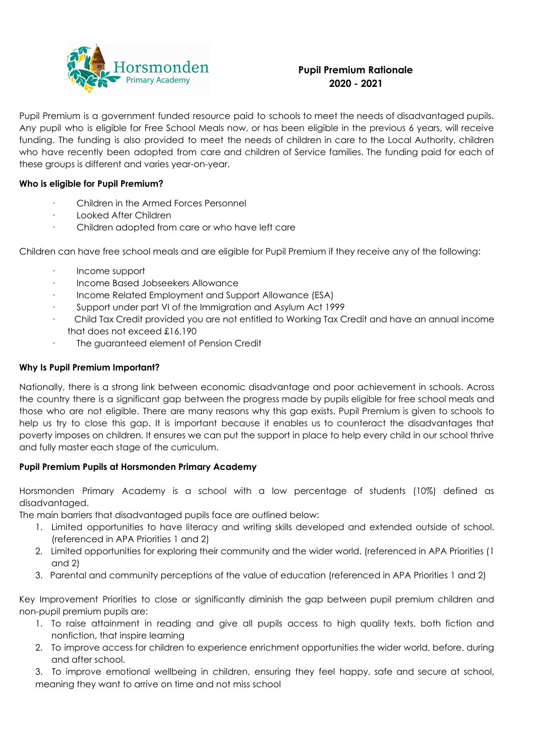Horsmonden Primary Academy

**Pupil Premium Rationale 2020 - 2021**

Pupil Premium is a government funded resource paid to schools to meet the needs of disadvantaged pupils. Any pupil who is eligible for Free School Meals now, or has been eligible in the previous 6 years, will receive funding. The funding is also provided to meet the needs of children in care to the Local Authority, children who have recently been adopted from care and children of Service families. The funding paid for each of these groups is different and varies year-on-year.

**Who is eligible for Pupil Premium?**

- Children in the Armed Forces Personnel
- Looked After Children
- Children adopted from care or who have left care

Children can have free school meals and are eligible for Pupil Premium if they receive any of the following:

- Income support
- Income Based Jobseekers Allowance
- Income Related Employment and Support Allowance (ESA)
- Support under part VI of the Immigration and Asylum Act 1999
- Child Tax Credit provided you are not entitled to Working Tax Credit and have an annual income that does not exceed £16,190
- The guaranteed element of Pension Credit

**Why Is Pupil Premium Important?**

Nationally, there is a strong link between economic disadvantage and poor achievement in schools. Across the country there is a significant gap between the progress made by pupils eligible for free school meals and those who are not eligible. There are many reasons why this gap exists. Pupil Premium is given to schools to help us try to close this gap. It is important because it enables us to counteract the disadvantages that poverty imposes on children. It ensures we can put the support in place to help every child in our school thrive and fully master each stage of the curriculum.

**Pupil Premium Pupils at Horsmonden Primary Academy**

Horsmonden Primary Academy is a school with a low percentage of students (10%) defined as disadvantaged.

The main barriers that disadvantaged pupils face are outlined below:

1. Limited opportunities to have literacy and writing skills developed and extended outside of school. (referenced in APA Priorities 1 and 2)
2. Limited opportunities for exploring their community and the wider world. (referenced in APA Priorities (1 and 2)
3. Parental and community perceptions of the value of education (referenced in APA Priorities 1 and 2)

Key Improvement Priorities to close or significantly diminish the gap between pupil premium children and non-pupil premium pupils are:

1. To raise attainment in reading and give all pupils access to high quality texts, both fiction and nonfiction, that inspire learning
2. To improve access for children to experience enrichment opportunities the wider world, before, during and after school.
3. To improve emotional wellbeing in children, ensuring they feel happy, safe and secure at school, meaning they want to arrive on time and not miss school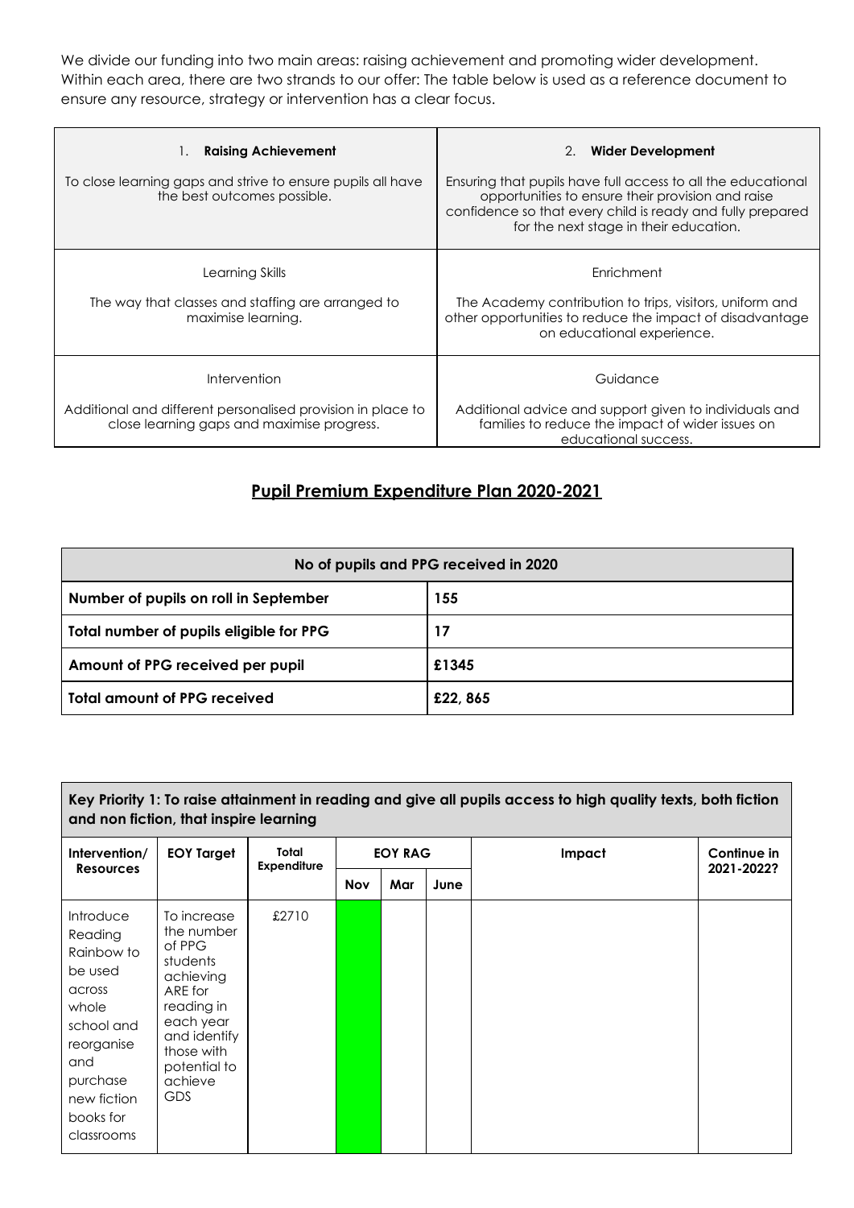We divide our funding into two main areas: raising achievement and promoting wider development. Within each area, there are two strands to our offer: The table below is used as a reference document to ensure any resource, strategy or intervention has a clear focus.

| 1. **Raising Achievement**<br><br>To close learning gaps and strive to ensure pupils all have the best outcomes possible. | 2. **Wider Development**<br><br>Ensuring that pupils have full access to all the educational opportunities to ensure their provision and raise confidence so that every child is ready and fully prepared for the next stage in their education. |
|---|---|
| Learning Skills<br><br>The way that classes and staffing are arranged to maximise learning. | Enrichment<br><br>The Academy contribution to trips, visitors, uniform and other opportunities to reduce the impact of disadvantage on educational experience. |
| Intervention<br><br>Additional and different personalised provision in place to close learning gaps and maximise progress. | Guidance<br><br>Additional advice and support given to individuals and families to reduce the impact of wider issues on educational success. |

## Pupil Premium Expenditure Plan 2020-2021

| **No of pupils and PPG received in 2020** | |
|---|---|
| **Number of pupils on roll in September** | **155** |
| **Total number of pupils eligible for PPG** | **17** |
| **Amount of PPG received per pupil** | **£1345** |
| **Total amount of PPG received** | **£22, 865** |

**Key Priority 1: To raise attainment in reading and give all pupils access to high quality texts, both fiction and non fiction, that inspire learning**

| **Intervention/ Resources** | **EOY Target** | **Total Expenditure** | **EOY RAG** | | | **Impact** | **Continue in 2021-2022?** |
|---|---|---|---|---|---|---|---|
| | | | **Nov** | **Mar** | **June** | | |
| Introduce Reading Rainbow to be used across whole school and reorganise and purchase new fiction books for classrooms | To increase the number of PPG students achieving ARE for reading in each year and identify those with potential to achieve GDS | £2710 | | | | | |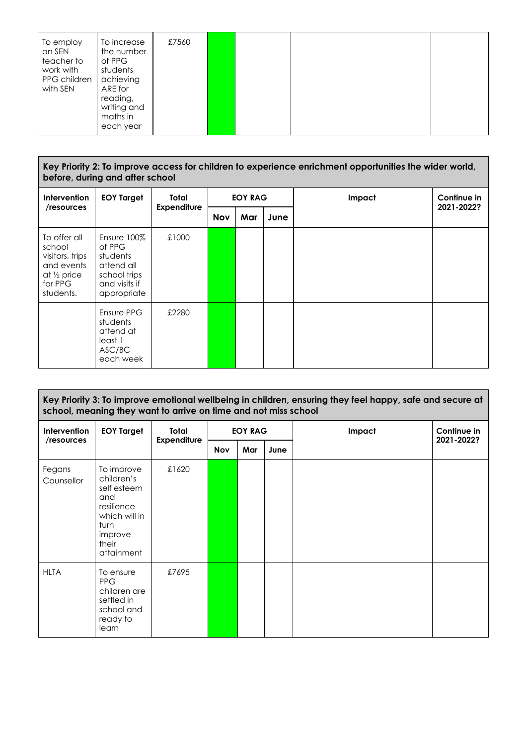| | | | | | | | |
|---|---|---|---|---|---|---|---|
| To employ an SEN teacher to work with PPG children with SEN | To increase the number of PPG students achieving ARE for reading, writing and maths in each year | £7560 | | | | | |

**Key Priority 2: To improve access for children to experience enrichment opportunities the wider world, before, during and after school**

| Intervention /resources | EOY Target | Total Expenditure | EOY RAG | | | Impact | Continue in 2021-2022? |
|---|---|---|---|---|---|---|---|
| | | | Nov | Mar | June | | |
| To offer all school visitors, trips and events at ½ price for PPG students. | Ensure 100% of PPG students attend all school trips and visits if appropriate | £1000 | | | | | |
| | Ensure PPG students attend at least 1 ASC/BC each week | £2280 | | | | | |

**Key Priority 3: To improve emotional wellbeing in children, ensuring they feel happy, safe and secure at school, meaning they want to arrive on time and not miss school**

| Intervention /resources | EOY Target | Total Expenditure | EOY RAG | | | Impact | Continue in 2021-2022? |
|---|---|---|---|---|---|---|---|
| | | | Nov | Mar | June | | |
| Fegans Counsellor | To improve children's self esteem and resilience which will in turn improve their attainment | £1620 | | | | | |
| HLTA | To ensure PPG children are settled in school and ready to learn | £7695 | | | | | |